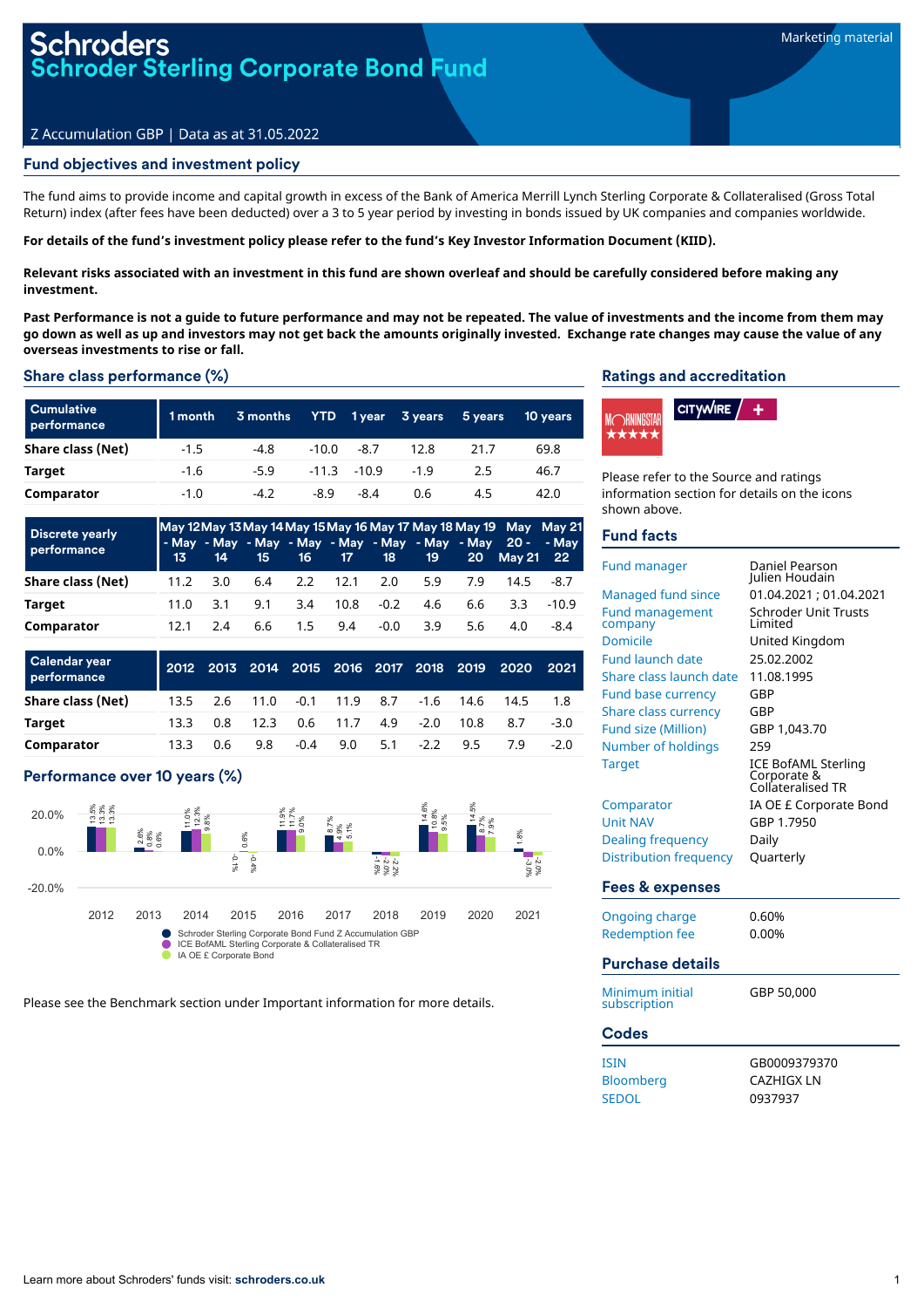# Schroders
# Schroder Sterling Corporate Bond Fund

Marketing material

Z Accumulation GBP | Data as at 31.05.2022

## Fund objectives and investment policy

The fund aims to provide income and capital growth in excess of the Bank of America Merrill Lynch Sterling Corporate & Collateralised (Gross Total Return) index (after fees have been deducted) over a 3 to 5 year period by investing in bonds issued by UK companies and companies worldwide.

**For details of the fund's investment policy please refer to the fund's Key Investor Information Document (KIID).**

**Relevant risks associated with an investment in this fund are shown overleaf and should be carefully considered before making any investment.**

**Past Performance is not a guide to future performance and may not be repeated. The value of investments and the income from them may go down as well as up and investors may not get back the amounts originally invested. Exchange rate changes may cause the value of any overseas investments to rise or fall.**

## Share class performance (%)

| Cumulative performance | 1 month | 3 months | YTD | 1 year | 3 years | 5 years | 10 years |
|---|---|---|---|---|---|---|---|
| Share class (Net) | -1.5 | -4.8 | -10.0 | -8.7 | 12.8 | 21.7 | 69.8 |
| Target | -1.6 | -5.9 | -11.3 | -10.9 | -1.9 | 2.5 | 46.7 |
| Comparator | -1.0 | -4.2 | -8.9 | -8.4 | 0.6 | 4.5 | 42.0 |

| Discrete yearly performance | May 12 - May 13 | May 13 - May 14 | May 14 - May 15 | May 15 - May 16 | May 16 - May 17 | May 17 - May 18 | May 18 - May 19 | May 19 - May 20 | May 20 - May 21 | May 21 - May 22 |
|---|---|---|---|---|---|---|---|---|---|---|
| Share class (Net) | 11.2 | 3.0 | 6.4 | 2.2 | 12.1 | 2.0 | 5.9 | 7.9 | 14.5 | -8.7 |
| Target | 11.0 | 3.1 | 9.1 | 3.4 | 10.8 | -0.2 | 4.6 | 6.6 | 3.3 | -10.9 |
| Comparator | 12.1 | 2.4 | 6.6 | 1.5 | 9.4 | -0.0 | 3.9 | 5.6 | 4.0 | -8.4 |

| Calendar year performance | 2012 | 2013 | 2014 | 2015 | 2016 | 2017 | 2018 | 2019 | 2020 | 2021 |
|---|---|---|---|---|---|---|---|---|---|---|
| Share class (Net) | 13.5 | 2.6 | 11.0 | -0.1 | 11.9 | 8.7 | -1.6 | 14.6 | 14.5 | 1.8 |
| Target | 13.3 | 0.8 | 12.3 | 0.6 | 11.7 | 4.9 | -2.0 | 10.8 | 8.7 | -3.0 |
| Comparator | 13.3 | 0.6 | 9.8 | -0.4 | 9.0 | 5.1 | -2.2 | 9.5 | 7.9 | -2.0 |

## Performance over 10 years (%)

| | 2012 | 2013 | 2014 | 2015 | 2016 | 2017 | 2018 | 2019 | 2020 | 2021 |
|---|---|---|---|---|---|---|---|---|---|---|
| Schroder Sterling Corporate Bond Fund Z Accumulation GBP | 13.5% | 2.6% | 11.0% | -0.1% | 11.9% | 8.7% | -1.6% | 14.6% | 14.5% | 1.8% |
| ICE BofAML Sterling Corporate & Collateralised TR | 13.3% | 0.8% | 12.3% | 0.6% | 11.7% | 4.9% | -2.0% | 10.8% | 8.7% | -3.0% |
| IA OE £ Corporate Bond | 13.3% | 0.6% | 9.8% | -0.4% | 9.0% | 5.1% | -2.2% | 9.5% | 7.9% | -2.0% |

Please see the Benchmark section under Important information for more details.

## Ratings and accreditation

Please refer to the Source and ratings information section for details on the icons shown above.

## Fund facts

| | |
|---|---|
| Fund manager | Daniel Pearson<br>Julien Houdain |
| Managed fund since | 01.04.2021 ; 01.04.2021 |
| Fund management company | Schroder Unit Trusts Limited |
| Domicile | United Kingdom |
| Fund launch date | 25.02.2002 |
| Share class launch date | 11.08.1995 |
| Fund base currency | GBP |
| Share class currency | GBP |
| Fund size (Million) | GBP 1,043.70 |
| Number of holdings | 259 |
| Target | ICE BofAML Sterling Corporate & Collateralised TR |
| Comparator | IA OE £ Corporate Bond |
| Unit NAV | GBP 1.7950 |
| Dealing frequency | Daily |
| Distribution frequency | Quarterly |

## Fees & expenses

| | |
|---|---|
| Ongoing charge | 0.60% |
| Redemption fee | 0.00% |

## Purchase details

| | |
|---|---|
| Minimum initial subscription | GBP 50,000 |

## Codes

| | |
|---|---|
| ISIN | GB0009379370 |
| Bloomberg | CAZHIGX LN |
| SEDOL | 0937937 |

Learn more about Schroders' funds visit: **schroders.co.uk**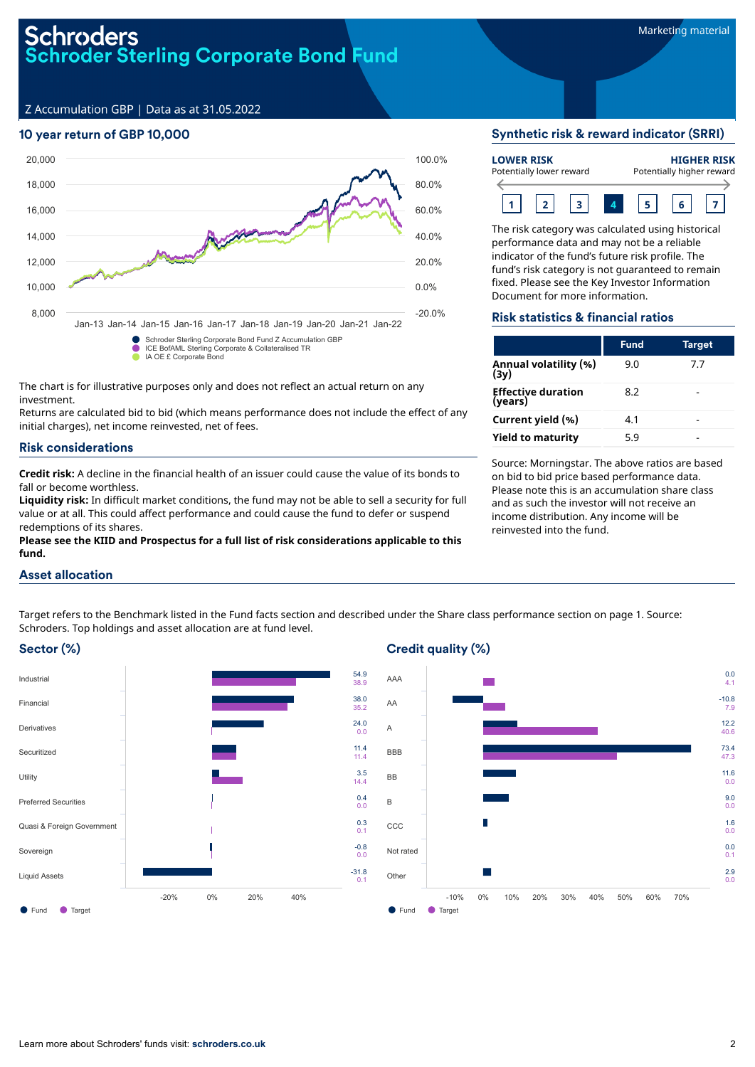# Schroders
# Schroder Sterling Corporate Bond Fund

Marketing material

Z Accumulation GBP | Data as at 31.05.2022

## 10 year return of GBP 10,000

- Schroder Sterling Corporate Bond Fund Z Accumulation GBP
- ICE BofAML Sterling Corporate & Collateralised TR
- IA OE £ Corporate Bond

The chart is for illustrative purposes only and does not reflect an actual return on any investment.

Returns are calculated bid to bid (which means performance does not include the effect of any initial charges), net income reinvested, net of fees.

## Synthetic risk & reward indicator (SRRI)

**LOWER RISK** Potentially lower reward — **HIGHER RISK** Potentially higher reward

1 | 2 | 3 | **4** | 5 | 6 | 7

The risk category was calculated using historical performance data and may not be a reliable indicator of the fund's future risk profile. The fund's risk category is not guaranteed to remain fixed. Please see the Key Investor Information Document for more information.

## Risk statistics & financial ratios

| | Fund | Target |
|---|---|---|
| **Annual volatility (%) (3y)** | 9.0 | 7.7 |
| **Effective duration (years)** | 8.2 | - |
| **Current yield (%)** | 4.1 | - |
| **Yield to maturity** | 5.9 | - |

Source: Morningstar. The above ratios are based on bid to bid price based performance data. Please note this is an accumulation share class and as such the investor will not receive an income distribution. Any income will be reinvested into the fund.

## Risk considerations

**Credit risk:** A decline in the financial health of an issuer could cause the value of its bonds to fall or become worthless.
**Liquidity risk:** In difficult market conditions, the fund may not be able to sell a security for full value or at all. This could affect performance and could cause the fund to defer or suspend redemptions of its shares.
**Please see the KIID and Prospectus for a full list of risk considerations applicable to this fund.**

## Asset allocation

Target refers to the Benchmark listed in the Fund facts section and described under the Share class performance section on page 1. Source: Schroders. Top holdings and asset allocation are at fund level.

### Sector (%)

| Sector | Fund | Target |
|---|---|---|
| Industrial | 54.9 | 38.9 |
| Financial | 38.0 | 35.2 |
| Derivatives | 24.0 | 0.0 |
| Securitized | 11.4 | 11.4 |
| Utility | 3.5 | 14.4 |
| Preferred Securities | 0.4 | 0.0 |
| Quasi & Foreign Government | 0.3 | 0.1 |
| Sovereign | -0.8 | 0.0 |
| Liquid Assets | -31.8 | 0.1 |

### Credit quality (%)

| Rating | Fund | Target |
|---|---|---|
| AAA | 0.0 | 4.1 |
| AA | -10.8 | 7.9 |
| A | 12.2 | 40.6 |
| BBB | 73.4 | 47.3 |
| BB | 11.6 | 0.0 |
| B | 9.0 | 0.0 |
| CCC | 1.6 | 0.0 |
| Not rated | 0.0 | 0.1 |
| Other | 2.9 | 0.0 |

Learn more about Schroders' funds visit: **schroders.co.uk**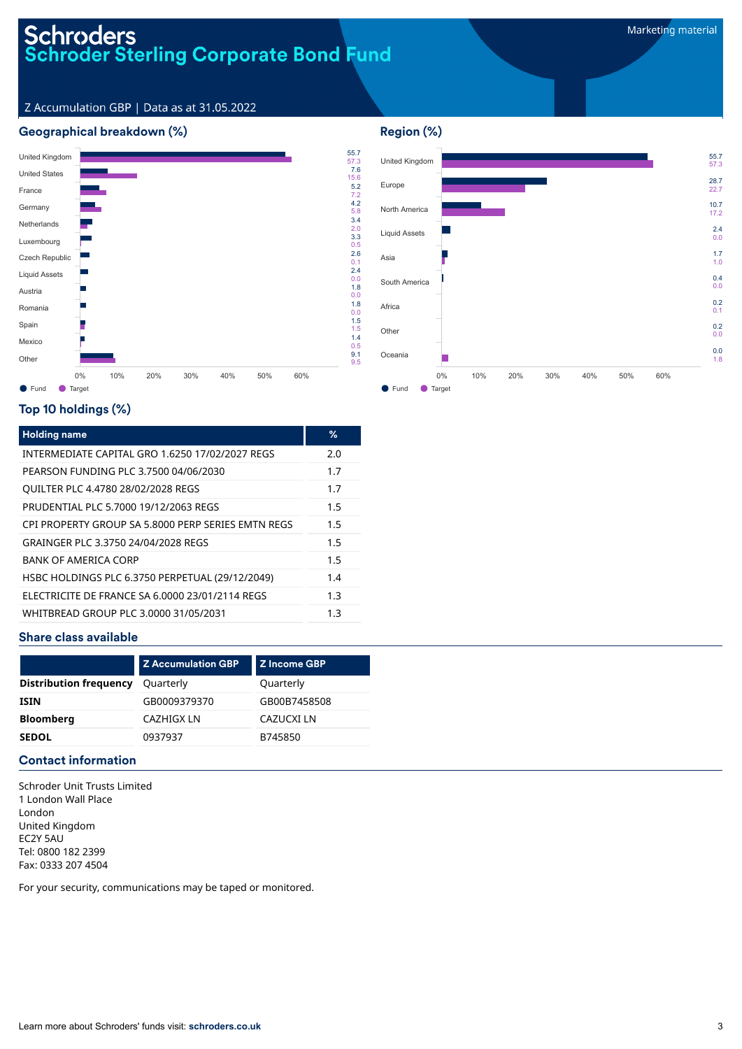# Schroders
# Schroder Sterling Corporate Bond Fund

Marketing material

Z Accumulation GBP | Data as at 31.05.2022

## Geographical breakdown (%)

| Country | Fund | Target |
|---|---|---|
| United Kingdom | 55.7 | 57.3 |
| United States | 7.6 | 15.6 |
| France | 5.2 | 7.2 |
| Germany | 4.2 | 5.8 |
| Netherlands | 3.4 | 2.0 |
| Luxembourg | 3.3 | 0.5 |
| Czech Republic | 2.6 | 0.1 |
| Liquid Assets | 2.4 | 0.0 |
| Austria | 1.8 | 0.0 |
| Romania | 1.8 | 0.0 |
| Spain | 1.5 | 1.5 |
| Mexico | 1.4 | 0.5 |
| Other | 9.1 | 9.5 |

## Region (%)

| Region | Fund | Target |
|---|---|---|
| United Kingdom | 55.7 | 57.3 |
| Europe | 28.7 | 22.7 |
| North America | 10.7 | 17.2 |
| Liquid Assets | 2.4 | 0.0 |
| Asia | 1.7 | 1.0 |
| South America | 0.4 | 0.0 |
| Africa | 0.2 | 0.1 |
| Other | 0.2 | 0.0 |
| Oceania | 0.0 | 1.8 |

## Top 10 holdings (%)

| Holding name | % |
|---|---|
| INTERMEDIATE CAPITAL GRO 1.6250 17/02/2027 REGS | 2.0 |
| PEARSON FUNDING PLC 3.7500 04/06/2030 | 1.7 |
| QUILTER PLC 4.4780 28/02/2028 REGS | 1.7 |
| PRUDENTIAL PLC 5.7000 19/12/2063 REGS | 1.5 |
| CPI PROPERTY GROUP SA 5.8000 PERP SERIES EMTN REGS | 1.5 |
| GRAINGER PLC 3.3750 24/04/2028 REGS | 1.5 |
| BANK OF AMERICA CORP | 1.5 |
| HSBC HOLDINGS PLC 6.3750 PERPETUAL (29/12/2049) | 1.4 |
| ELECTRICITE DE FRANCE SA 6.0000 23/01/2114 REGS | 1.3 |
| WHITBREAD GROUP PLC 3.0000 31/05/2031 | 1.3 |

## Share class available

| | Z Accumulation GBP | Z Income GBP |
|---|---|---|
| **Distribution frequency** | Quarterly | Quarterly |
| **ISIN** | GB0009379370 | GB00B7458508 |
| **Bloomberg** | CAZHIGX LN | CAZUCXI LN |
| **SEDOL** | 0937937 | B745850 |

## Contact information

Schroder Unit Trusts Limited
1 London Wall Place
London
United Kingdom
EC2Y 5AU
Tel: 0800 182 2399
Fax: 0333 207 4504

For your security, communications may be taped or monitored.

Learn more about Schroders' funds visit: **schroders.co.uk**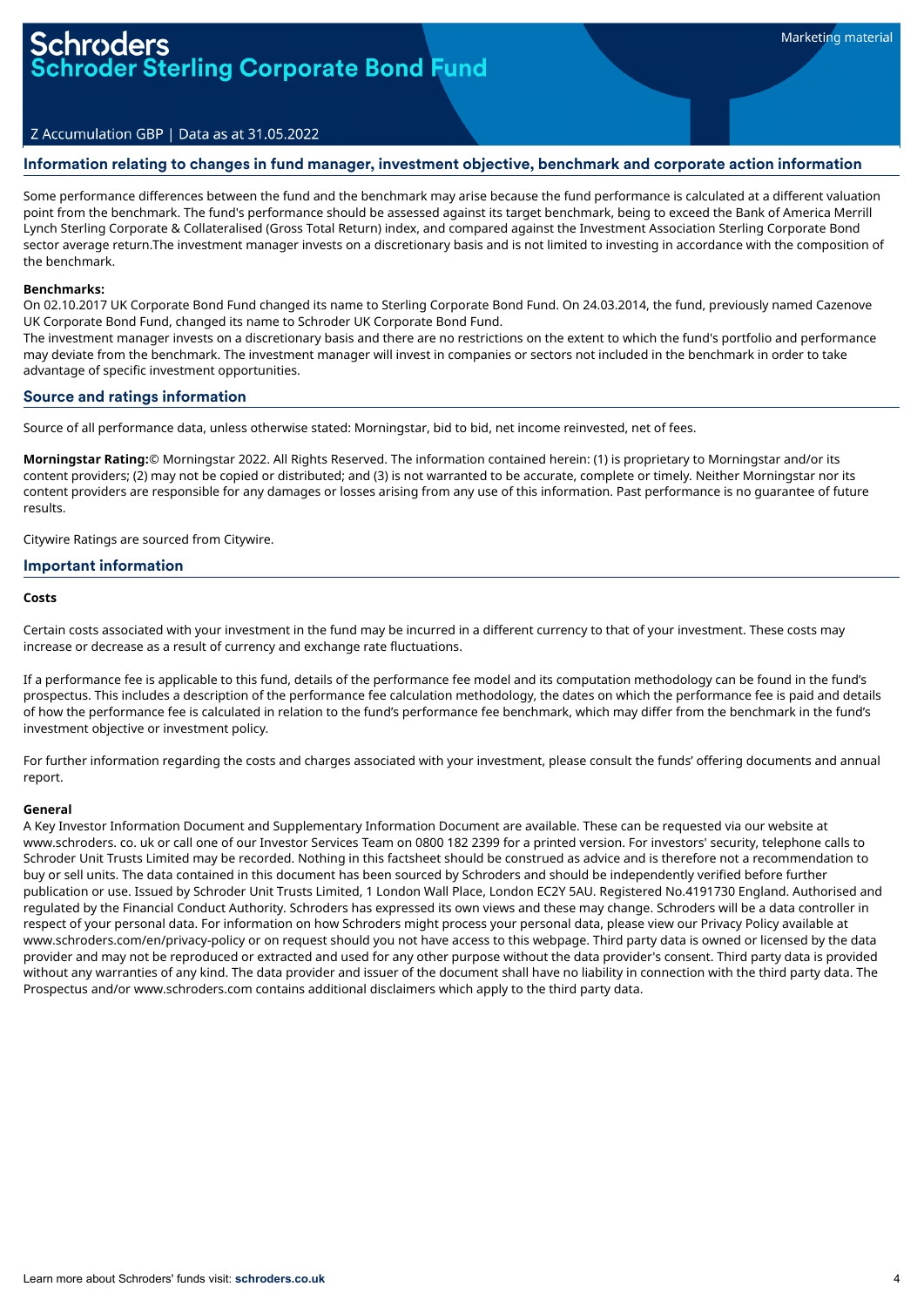# Schroders
## Schroder Sterling Corporate Bond Fund

Marketing material

Z Accumulation GBP | Data as at 31.05.2022

## Information relating to changes in fund manager, investment objective, benchmark and corporate action information

Some performance differences between the fund and the benchmark may arise because the fund performance is calculated at a different valuation point from the benchmark. The fund's performance should be assessed against its target benchmark, being to exceed the Bank of America Merrill Lynch Sterling Corporate & Collateralised (Gross Total Return) index, and compared against the Investment Association Sterling Corporate Bond sector average return.The investment manager invests on a discretionary basis and is not limited to investing in accordance with the composition of the benchmark.

**Benchmarks:**

On 02.10.2017 UK Corporate Bond Fund changed its name to Sterling Corporate Bond Fund. On 24.03.2014, the fund, previously named Cazenove UK Corporate Bond Fund, changed its name to Schroder UK Corporate Bond Fund.

The investment manager invests on a discretionary basis and there are no restrictions on the extent to which the fund's portfolio and performance may deviate from the benchmark. The investment manager will invest in companies or sectors not included in the benchmark in order to take advantage of specific investment opportunities.

## Source and ratings information

Source of all performance data, unless otherwise stated: Morningstar, bid to bid, net income reinvested, net of fees.

**Morningstar Rating:**© Morningstar 2022. All Rights Reserved. The information contained herein: (1) is proprietary to Morningstar and/or its content providers; (2) may not be copied or distributed; and (3) is not warranted to be accurate, complete or timely. Neither Morningstar nor its content providers are responsible for any damages or losses arising from any use of this information. Past performance is no guarantee of future results.

Citywire Ratings are sourced from Citywire.

## Important information

**Costs**

Certain costs associated with your investment in the fund may be incurred in a different currency to that of your investment. These costs may increase or decrease as a result of currency and exchange rate fluctuations.

If a performance fee is applicable to this fund, details of the performance fee model and its computation methodology can be found in the fund's prospectus. This includes a description of the performance fee calculation methodology, the dates on which the performance fee is paid and details of how the performance fee is calculated in relation to the fund's performance fee benchmark, which may differ from the benchmark in the fund's investment objective or investment policy.

For further information regarding the costs and charges associated with your investment, please consult the funds' offering documents and annual report.

**General**

A Key Investor Information Document and Supplementary Information Document are available. These can be requested via our website at www.schroders. co. uk or call one of our Investor Services Team on 0800 182 2399 for a printed version. For investors' security, telephone calls to Schroder Unit Trusts Limited may be recorded. Nothing in this factsheet should be construed as advice and is therefore not a recommendation to buy or sell units. The data contained in this document has been sourced by Schroders and should be independently verified before further publication or use. Issued by Schroder Unit Trusts Limited, 1 London Wall Place, London EC2Y 5AU. Registered No.4191730 England. Authorised and regulated by the Financial Conduct Authority. Schroders has expressed its own views and these may change. Schroders will be a data controller in respect of your personal data. For information on how Schroders might process your personal data, please view our Privacy Policy available at www.schroders.com/en/privacy-policy or on request should you not have access to this webpage. Third party data is owned or licensed by the data provider and may not be reproduced or extracted and used for any other purpose without the data provider's consent. Third party data is provided without any warranties of any kind. The data provider and issuer of the document shall have no liability in connection with the third party data. The Prospectus and/or www.schroders.com contains additional disclaimers which apply to the third party data.

Learn more about Schroders' funds visit: **schroders.co.uk**